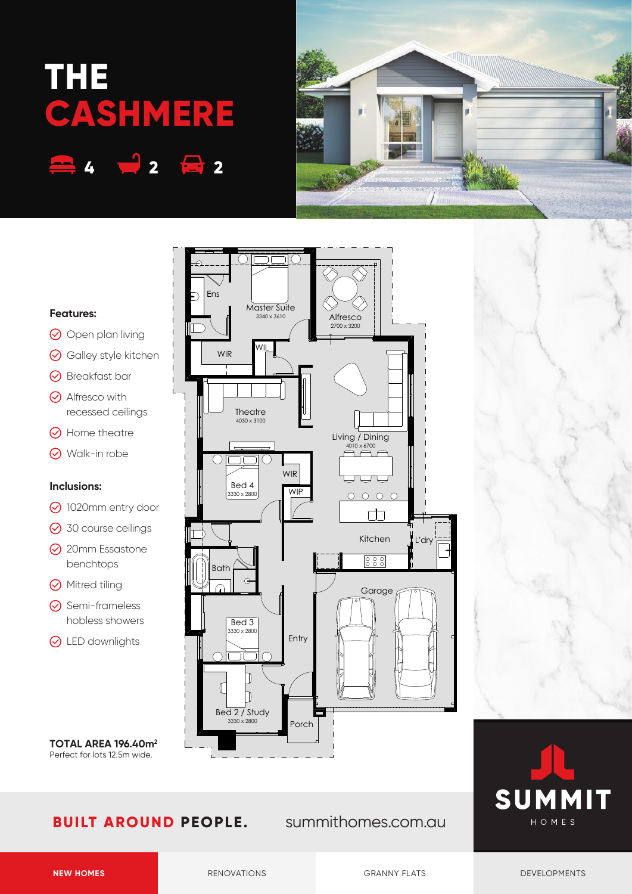# THE CASHMERE

4 2 2

**Features:**

- Open plan living
- Galley style kitchen
- Breakfast bar
- Alfresco with recessed ceilings
- Home theatre
- Walk-in robe

**Inclusions:**

- 1020mm entry door
- 30 course ceilings
- 20mm Essastone benchtops
- Mitred tiling
- Semi-frameless hobless showers
- LED downlights

Ens

Master Suite
3340 x 3610

Alfresco
2700 x 3200

WIR

WIL

Theatre
4030 x 3100

Living / Dining
4010 x 6700

WIR

WIP

Bed 4
3330 x 2800

Kitchen

L'dry

Bath

Garage

Bed 3
3330 x 2800

Entry

Bed 2 / Study
3330 x 2800

Porch

**TOTAL AREA 196.40m²**
Perfect for lots 12.5m wide.

**BUILT AROUND PEOPLE.** summithomes.com.au

SUMMIT HOMES

NEW HOMES | RENOVATIONS | GRANNY FLATS | DEVELOPMENTS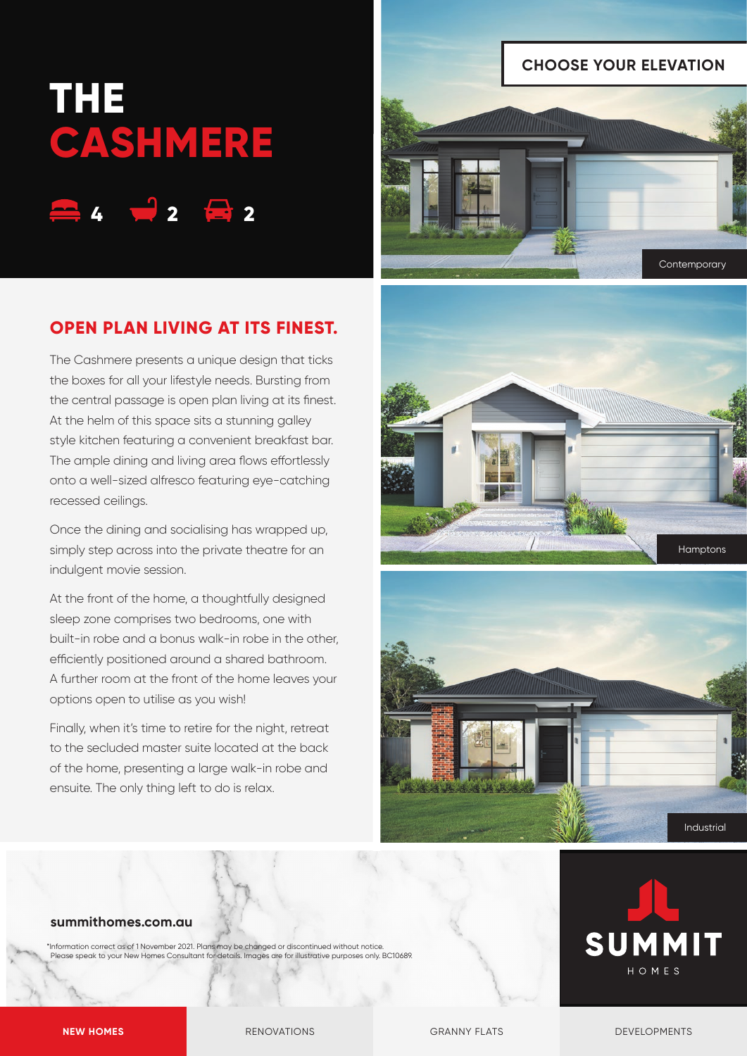# THE CASHMERE

4 2 2

## CHOOSE YOUR ELEVATION

Contemporary

Hamptons

Industrial

## OPEN PLAN LIVING AT ITS FINEST.

The Cashmere presents a unique design that ticks the boxes for all your lifestyle needs. Bursting from the central passage is open plan living at its finest. At the helm of this space sits a stunning galley style kitchen featuring a convenient breakfast bar. The ample dining and living area flows effortlessly onto a well-sized alfresco featuring eye-catching recessed ceilings.

Once the dining and socialising has wrapped up, simply step across into the private theatre for an indulgent movie session.

At the front of the home, a thoughtfully designed sleep zone comprises two bedrooms, one with built-in robe and a bonus walk-in robe in the other, efficiently positioned around a shared bathroom. A further room at the front of the home leaves your options open to utilise as you wish!

Finally, when it's time to retire for the night, retreat to the secluded master suite located at the back of the home, presenting a large walk-in robe and ensuite. The only thing left to do is relax.

**summithomes.com.au**

*Information correct as of 1 November 2021. Plans may be changed or discontinued without notice. Please speak to your New Homes Consultant for details. Images are for illustrative purposes only. BC10689.

SUMMIT HOMES

NEW HOMES | RENOVATIONS | GRANNY FLATS | DEVELOPMENTS